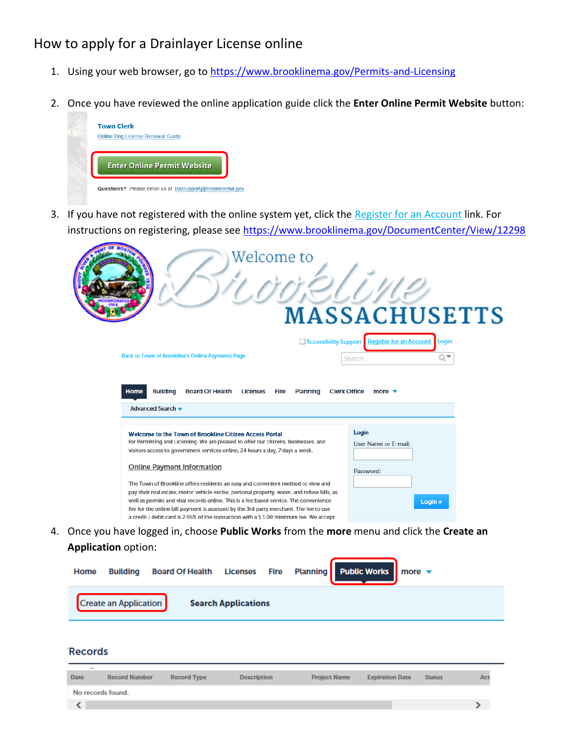# How to apply for a Drainlayer License online

1. Using your web browser, go to https://www.brooklinema.gov/Permits-and-Licensing

2. Once you have reviewed the online application guide click the **Enter Online Permit Website** button:

3. If you have not registered with the online system yet, click the Register for an Account link. For instructions on registering, please see https://www.brooklinema.gov/DocumentCenter/View/12298

4. Once you have logged in, choose **Public Works** from the **more** menu and click the **Create an Application** option: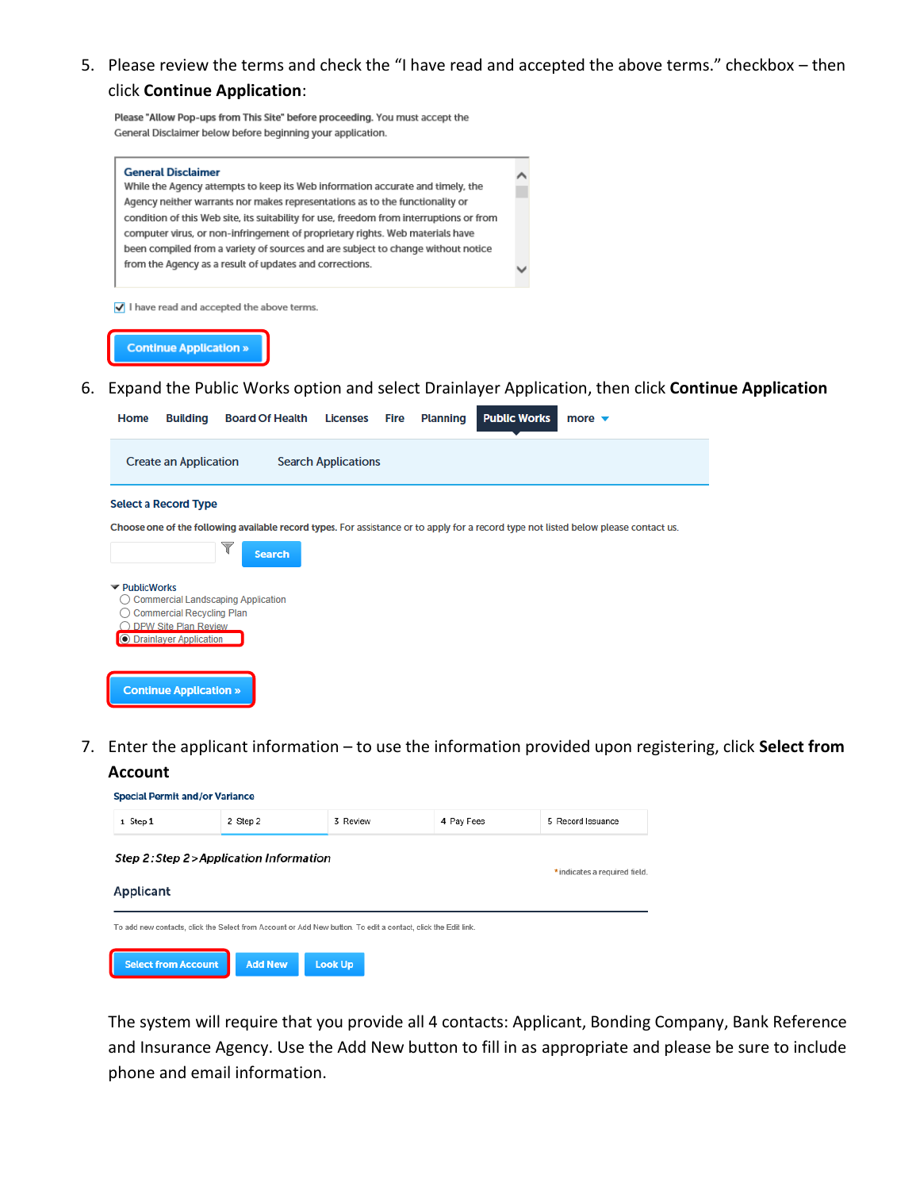5. Please review the terms and check the "I have read and accepted the above terms." checkbox – then click **Continue Application**:

   Please "Allow Pop-ups from This Site" before proceeding. You must accept the General Disclaimer below before beginning your application.

   **General Disclaimer**
   While the Agency attempts to keep its Web information accurate and timely, the Agency neither warrants nor makes representations as to the functionality or condition of this Web site, its suitability for use, freedom from interruptions or from computer virus, or non-infringement of proprietary rights. Web materials have been compiled from a variety of sources and are subject to change without notice from the Agency as a result of updates and corrections.

   ☑ I have read and accepted the above terms.

   Continue Application »

6. Expand the Public Works option and select Drainlayer Application, then click **Continue Application**

   Home | Building | Board Of Health | Licenses | Fire | Planning | Public Works | more

   Create an Application | Search Applications

   **Select a Record Type**

   Choose one of the following available record types. For assistance or to apply for a record type not listed below please contact us.

   Search

   - PublicWorks
     - ○ Commercial Landscaping Application
     - ○ Commercial Recycling Plan
     - ○ DPW Site Plan Review
     - ◉ Drainlayer Application

   Continue Application »

7. Enter the applicant information – to use the information provided upon registering, click **Select from Account**

   **Special Permit and/or Variance**

   | 1 Step 1 | 2 Step 2 | 3 Review | 4 Pay Fees | 5 Record Issuance |
   |---|---|---|---|---|

   *Step 2:Step 2>Application Information*

   *indicates a required field.

   Applicant

   To add new contacts, click the Select from Account or Add New button. To edit a contact, click the Edit link.

   Select from Account | Add New | Look Up

   The system will require that you provide all 4 contacts: Applicant, Bonding Company, Bank Reference and Insurance Agency. Use the Add New button to fill in as appropriate and please be sure to include phone and email information.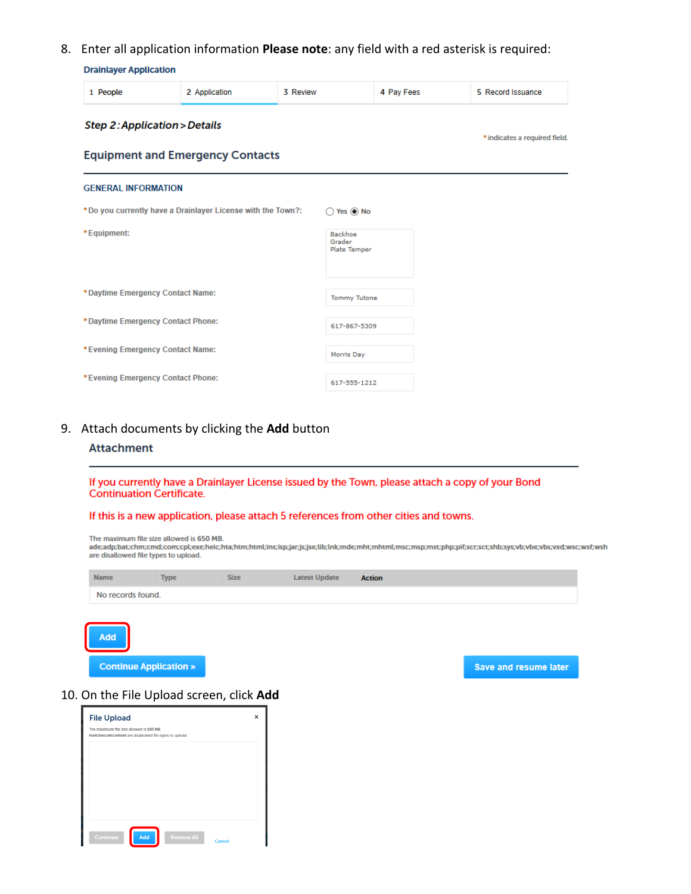8. Enter all application information **Please note**: any field with a red asterisk is required:

**Drainlayer Application**

| 1 People | 2 Application | 3 Review | 4 Pay Fees | 5 Record Issuance |
|---|---|---|---|---|

***Step 2: Application > Details***

\* indicates a required field.

**Equipment and Emergency Contacts**

GENERAL INFORMATION

\*Do you currently have a Drainlayer License with the Town?: ○ Yes ◉ No

\*Equipment: Backhoe Grader Plate Tamper

\*Daytime Emergency Contact Name: Tommy Tutone

\*Daytime Emergency Contact Phone: 617-867-5309

\*Evening Emergency Contact Name: Morris Day

\*Evening Emergency Contact Phone: 617-555-1212

9. Attach documents by clicking the **Add** button

**Attachment**

If you currently have a Drainlayer License issued by the Town, please attach a copy of your Bond Continuation Certificate.

If this is a new application, please attach 5 references from other cities and towns.

The maximum file size allowed is 650 MB.
ade;adp;bat;chm;cmd;com;cpl;exe;heic;hta;htm;html;ins;isp;jar;js;jse;lib;lnk;mde;mht;mhtml;msc;msp;mst;php;pif;scr;sct;shb;sys;vb;vbe;vbs;vxd;wsc;wsf;wsh are disallowed file types to upload.

| Name | Type | Size | Latest Update | Action |
|---|---|---|---|---|
| No records found. | | | | |

Add

Continue Application »  Save and resume later

10. On the File Upload screen, click **Add**

File Upload

The maximum file size allowed is 100 MB.
html;htm;mht;mhtml are disallowed file types to upload.

Continue  Add  Remove All  Cancel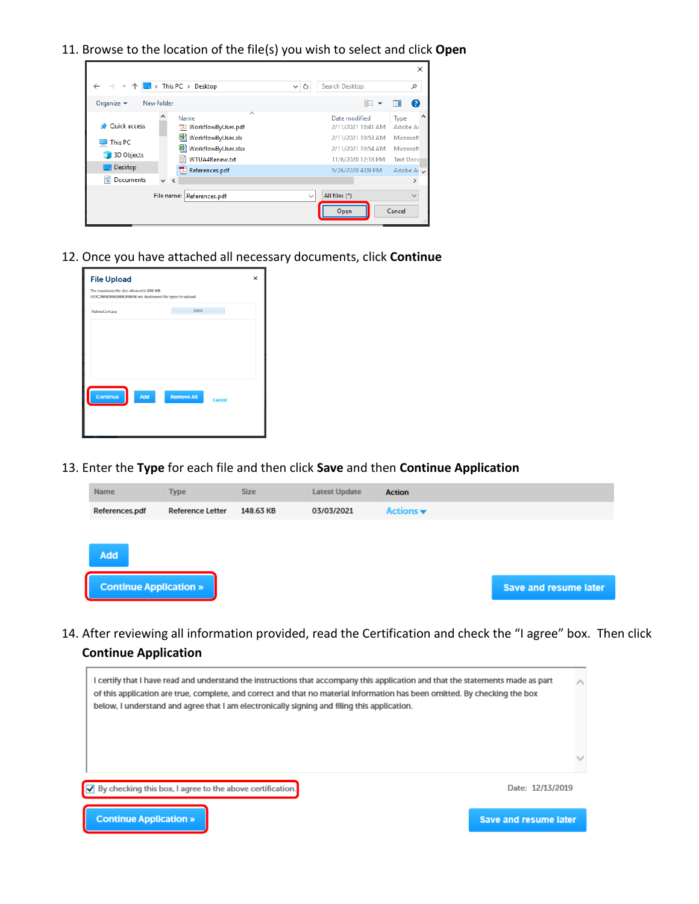11. Browse to the location of the file(s) you wish to select and click **Open**

12. Once you have attached all necessary documents, click **Continue**

13. Enter the **Type** for each file and then click **Save** and then **Continue Application**

14. After reviewing all information provided, read the Certification and check the "I agree" box. Then click **Continue Application**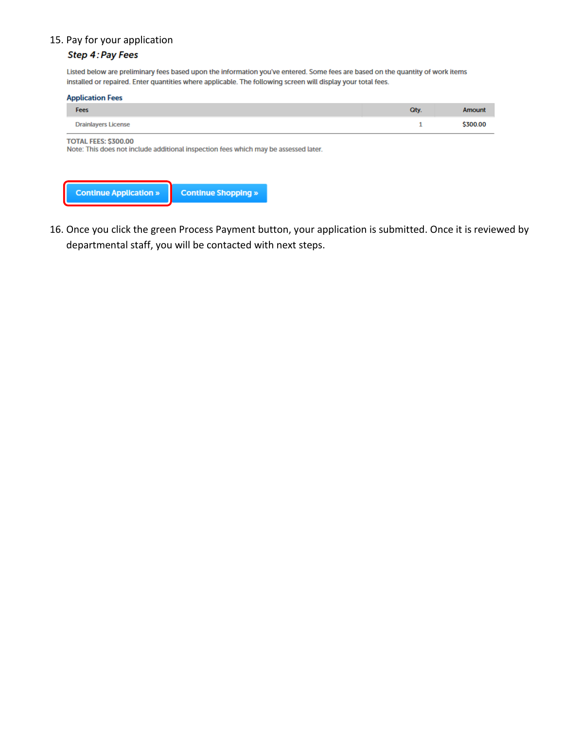15. Pay for your application

### *Step 4: Pay Fees*

Listed below are preliminary fees based upon the information you've entered. Some fees are based on the quantity of work items installed or repaired. Enter quantities where applicable. The following screen will display your total fees.

**Application Fees**

| Fees | Qty. | Amount |
|---|---|---|
| Drainlayers License | 1 | $300.00 |

TOTAL FEES: $300.00
Note: This does not include additional inspection fees which may be assessed later.

**Continue Application »** **Continue Shopping »**

16. Once you click the green Process Payment button, your application is submitted. Once it is reviewed by departmental staff, you will be contacted with next steps.